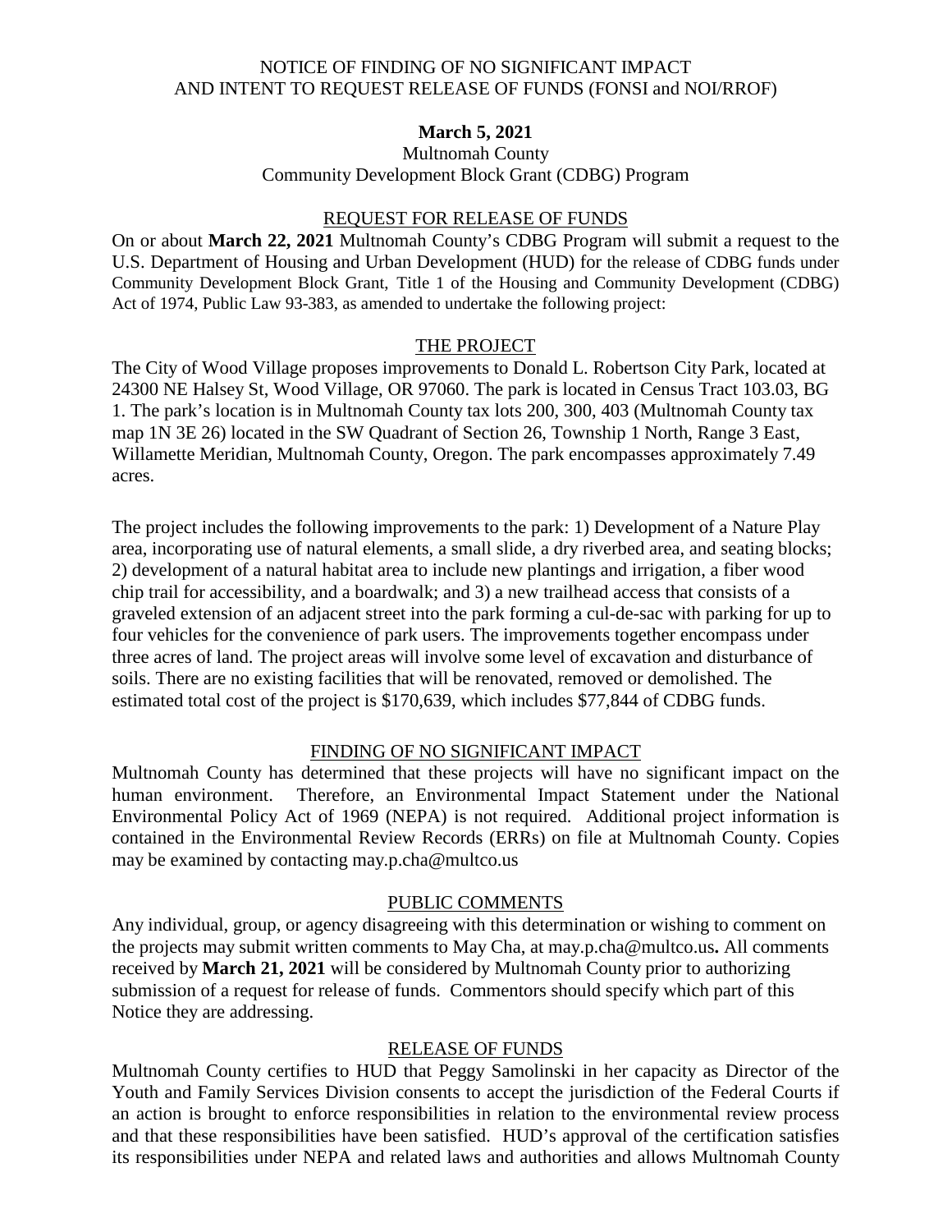# NOTICE OF FINDING OF NO SIGNIFICANT IMPACT AND INTENT TO REQUEST RELEASE OF FUNDS (FONSI and NOI/RROF)

**March 5, 2021**

Multnomah County
Community Development Block Grant (CDBG) Program

## REQUEST FOR RELEASE OF FUNDS

On or about **March 22, 2021** Multnomah County's CDBG Program will submit a request to the U.S. Department of Housing and Urban Development (HUD) for the release of CDBG funds under Community Development Block Grant, Title 1 of the Housing and Community Development (CDBG) Act of 1974, Public Law 93-383, as amended to undertake the following project:

## THE PROJECT

The City of Wood Village proposes improvements to Donald L. Robertson City Park, located at 24300 NE Halsey St, Wood Village, OR 97060. The park is located in Census Tract 103.03, BG 1. The park's location is in Multnomah County tax lots 200, 300, 403 (Multnomah County tax map 1N 3E 26) located in the SW Quadrant of Section 26, Township 1 North, Range 3 East, Willamette Meridian, Multnomah County, Oregon. The park encompasses approximately 7.49 acres.

The project includes the following improvements to the park: 1) Development of a Nature Play area, incorporating use of natural elements, a small slide, a dry riverbed area, and seating blocks; 2) development of a natural habitat area to include new plantings and irrigation, a fiber wood chip trail for accessibility, and a boardwalk; and 3) a new trailhead access that consists of a graveled extension of an adjacent street into the park forming a cul-de-sac with parking for up to four vehicles for the convenience of park users. The improvements together encompass under three acres of land. The project areas will involve some level of excavation and disturbance of soils. There are no existing facilities that will be renovated, removed or demolished. The estimated total cost of the project is $170,639, which includes $77,844 of CDBG funds.

## FINDING OF NO SIGNIFICANT IMPACT

Multnomah County has determined that these projects will have no significant impact on the human environment. Therefore, an Environmental Impact Statement under the National Environmental Policy Act of 1969 (NEPA) is not required. Additional project information is contained in the Environmental Review Records (ERRs) on file at Multnomah County. Copies may be examined by contacting may.p.cha@multco.us

## PUBLIC COMMENTS

Any individual, group, or agency disagreeing with this determination or wishing to comment on the projects may submit written comments to May Cha, at may.p.cha@multco.us**.** All comments received by **March 21, 2021** will be considered by Multnomah County prior to authorizing submission of a request for release of funds. Commentors should specify which part of this Notice they are addressing.

## RELEASE OF FUNDS

Multnomah County certifies to HUD that Peggy Samolinski in her capacity as Director of the Youth and Family Services Division consents to accept the jurisdiction of the Federal Courts if an action is brought to enforce responsibilities in relation to the environmental review process and that these responsibilities have been satisfied. HUD's approval of the certification satisfies its responsibilities under NEPA and related laws and authorities and allows Multnomah County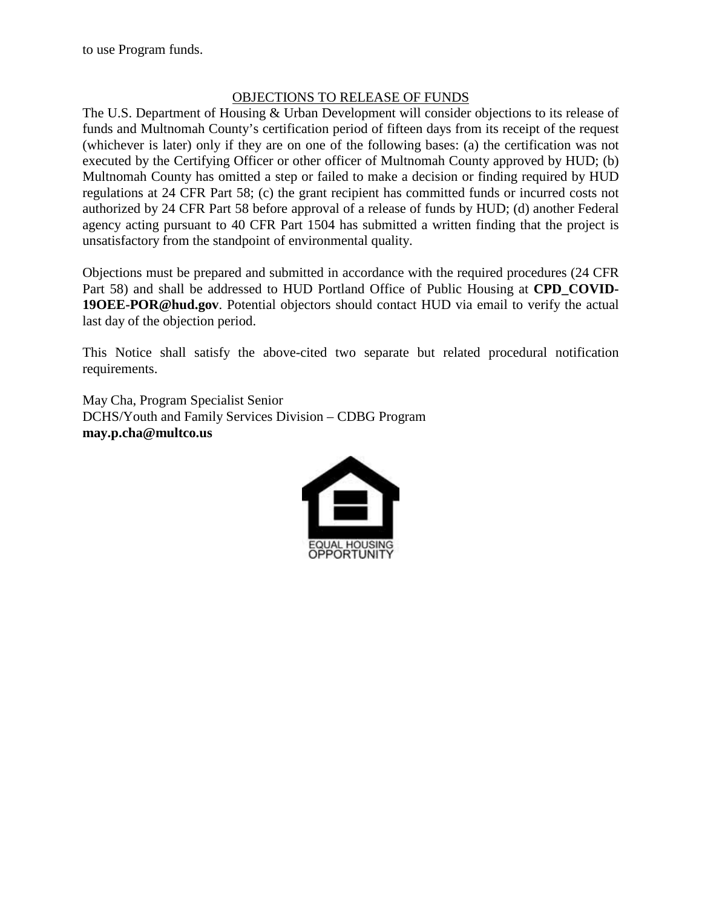to use Program funds.

## OBJECTIONS TO RELEASE OF FUNDS

The U.S. Department of Housing & Urban Development will consider objections to its release of funds and Multnomah County's certification period of fifteen days from its receipt of the request (whichever is later) only if they are on one of the following bases: (a) the certification was not executed by the Certifying Officer or other officer of Multnomah County approved by HUD; (b) Multnomah County has omitted a step or failed to make a decision or finding required by HUD regulations at 24 CFR Part 58; (c) the grant recipient has committed funds or incurred costs not authorized by 24 CFR Part 58 before approval of a release of funds by HUD; (d) another Federal agency acting pursuant to 40 CFR Part 1504 has submitted a written finding that the project is unsatisfactory from the standpoint of environmental quality.

Objections must be prepared and submitted in accordance with the required procedures (24 CFR Part 58) and shall be addressed to HUD Portland Office of Public Housing at **CPD_COVID-19OEE-POR@hud.gov**. Potential objectors should contact HUD via email to verify the actual last day of the objection period.

This Notice shall satisfy the above-cited two separate but related procedural notification requirements.

May Cha, Program Specialist Senior
DCHS/Youth and Family Services Division – CDBG Program
**may.p.cha@multco.us**

EQUAL HOUSING OPPORTUNITY